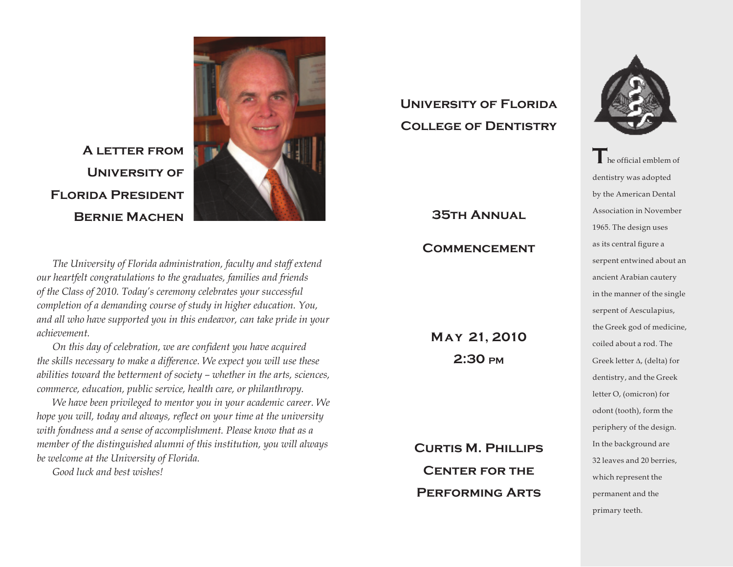## A letter from University of Florida President Bernie Machen

*The University of Florida administration, faculty and staff extend our heartfelt congratulations to the graduates, families and friends of the Class of 2010. Today's ceremony celebrates your successful completion of a demanding course of study in higher education. You, and all who have supported you in this endeavor, can take pride in your achievement.*

*On this day of celebration, we are confident you have acquired the skills necessary to make a difference. We expect you will use these abilities toward the betterment of society – whether in the arts, sciences, commerce, education, public service, health care, or philanthropy.*

*We have been privileged to mentor you in your academic career. We hope you will, today and always, reflect on your time at the university with fondness and a sense of accomplishment. Please know that as a member of the distinguished alumni of this institution, you will always be welcome at the University of Florida.*

*Good luck and best wishes!*

# University of Florida College of Dentistry

## 35th Annual Commencement

**May 21, 2010**
**2:30 pm**

**Curtis M. Phillips Center for the Performing Arts**

The official emblem of dentistry was adopted by the American Dental Association in November 1965. The design uses as its central figure a serpent entwined about an ancient Arabian cautery in the manner of the single serpent of Aesculapius, the Greek god of medicine, coiled about a rod. The Greek letter Δ, (delta) for dentistry, and the Greek letter O, (omicron) for odont (tooth), form the periphery of the design. In the background are 32 leaves and 20 berries, which represent the permanent and the primary teeth.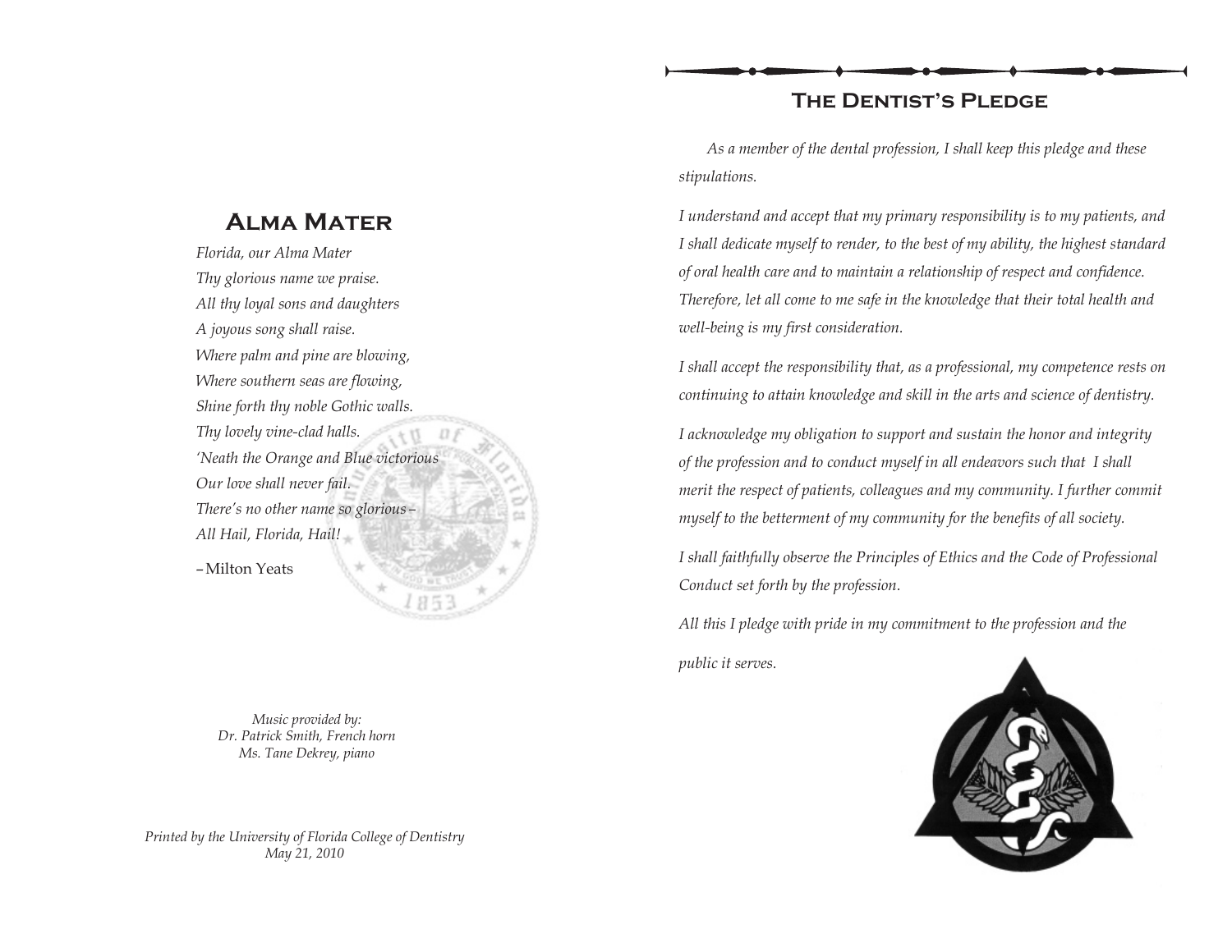## Alma Mater

*Florida, our Alma Mater*
*Thy glorious name we praise.*
*All thy loyal sons and daughters*
*A joyous song shall raise.*
*Where palm and pine are blowing,*
*Where southern seas are flowing,*
*Shine forth thy noble Gothic walls.*
*Thy lovely vine-clad halls.*
*'Neath the Orange and Blue victorious*
*Our love shall never fail.*
*There's no other name so glorious –*
*All Hail, Florida, Hail!*

– Milton Yeats

*Music provided by:*
*Dr. Patrick Smith, French horn*
*Ms. Tane Dekrey, piano*

*Printed by the University of Florida College of Dentistry*
*May 21, 2010*

## The Dentist's Pledge

*As a member of the dental profession, I shall keep this pledge and these stipulations.*

*I understand and accept that my primary responsibility is to my patients, and I shall dedicate myself to render, to the best of my ability, the highest standard of oral health care and to maintain a relationship of respect and confidence. Therefore, let all come to me safe in the knowledge that their total health and well-being is my first consideration.*

*I shall accept the responsibility that, as a professional, my competence rests on continuing to attain knowledge and skill in the arts and science of dentistry.*

*I acknowledge my obligation to support and sustain the honor and integrity of the profession and to conduct myself in all endeavors such that I shall merit the respect of patients, colleagues and my community. I further commit myself to the betterment of my community for the benefits of all society.*

*I shall faithfully observe the Principles of Ethics and the Code of Professional Conduct set forth by the profession.*

*All this I pledge with pride in my commitment to the profession and the public it serves.*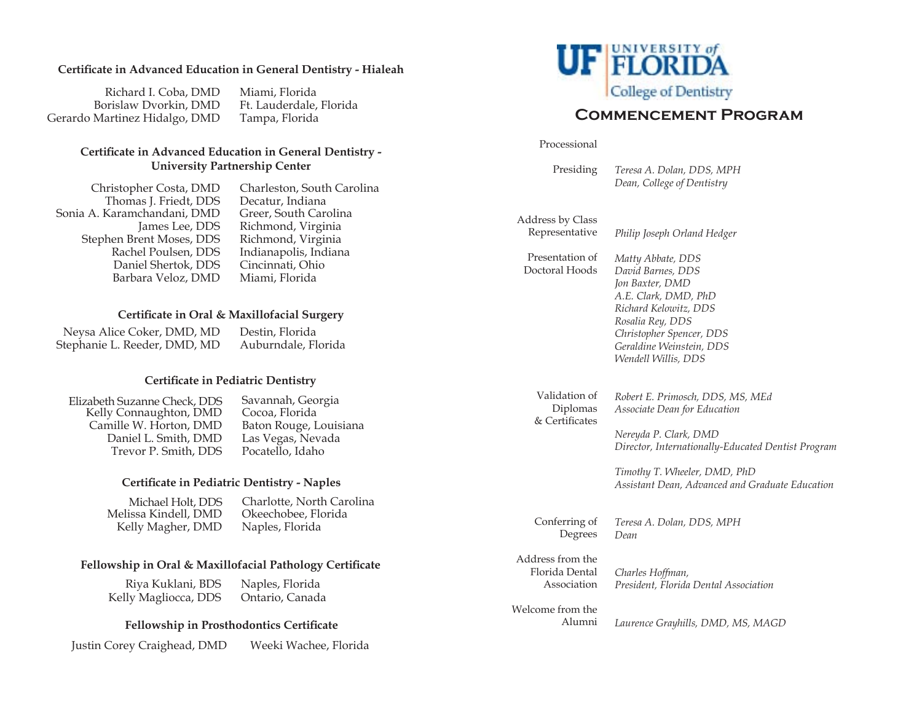### Certificate in Advanced Education in General Dentistry - Hialeah

| | |
|---|---|
| Richard I. Coba, DMD | Miami, Florida |
| Borislaw Dvorkin, DMD | Ft. Lauderdale, Florida |
| Gerardo Martinez Hidalgo, DMD | Tampa, Florida |

### Certificate in Advanced Education in General Dentistry - University Partnership Center

| | |
|---|---|
| Christopher Costa, DMD | Charleston, South Carolina |
| Thomas J. Friedt, DDS | Decatur, Indiana |
| Sonia A. Karamchandani, DMD | Greer, South Carolina |
| James Lee, DDS | Richmond, Virginia |
| Stephen Brent Moses, DDS | Richmond, Virginia |
| Rachel Poulsen, DDS | Indianapolis, Indiana |
| Daniel Shertok, DDS | Cincinnati, Ohio |
| Barbara Veloz, DMD | Miami, Florida |

### Certificate in Oral & Maxillofacial Surgery

| | |
|---|---|
| Neysa Alice Coker, DMD, MD | Destin, Florida |
| Stephanie L. Reeder, DMD, MD | Auburndale, Florida |

### Certificate in Pediatric Dentistry

| | |
|---|---|
| Elizabeth Suzanne Check, DDS | Savannah, Georgia |
| Kelly Connaughton, DMD | Cocoa, Florida |
| Camille W. Horton, DMD | Baton Rouge, Louisiana |
| Daniel L. Smith, DMD | Las Vegas, Nevada |
| Trevor P. Smith, DDS | Pocatello, Idaho |

### Certificate in Pediatric Dentistry - Naples

| | |
|---|---|
| Michael Holt, DDS | Charlotte, North Carolina |
| Melissa Kindell, DMD | Okeechobee, Florida |
| Kelly Magher, DMD | Naples, Florida |

### Fellowship in Oral & Maxillofacial Pathology Certificate

| | |
|---|---|
| Riya Kuklani, BDS | Naples, Florida |
| Kelly Magliocca, DDS | Ontario, Canada |

### Fellowship in Prosthodontics Certificate

| | |
|---|---|
| Justin Corey Craighead, DMD | Weeki Wachee, Florida |

UF University of Florida
College of Dentistry

## Commencement Program

| | |
|---|---|
| Processional | |
| Presiding | *Teresa A. Dolan, DDS, MPH*<br>*Dean, College of Dentistry* |
| Address by Class Representative | *Philip Joseph Orland Hedger* |
| Presentation of Doctoral Hoods | *Matty Abbate, DDS*<br>*David Barnes, DDS*<br>*Jon Baxter, DMD*<br>*A.E. Clark, DMD, PhD*<br>*Richard Kelowitz, DDS*<br>*Rosalia Rey, DDS*<br>*Christopher Spencer, DDS*<br>*Geraldine Weinstein, DDS*<br>*Wendell Willis, DDS* |
| Validation of Diplomas & Certificates | *Robert E. Primosch, DDS, MS, MEd*<br>*Associate Dean for Education*<br><br>*Nereyda P. Clark, DMD*<br>*Director, Internationally-Educated Dentist Program*<br><br>*Timothy T. Wheeler, DMD, PhD*<br>*Assistant Dean, Advanced and Graduate Education* |
| Conferring of Degrees | *Teresa A. Dolan, DDS, MPH*<br>*Dean* |
| Address from the Florida Dental Association | *Charles Hoffman,*<br>*President, Florida Dental Association* |
| Welcome from the Alumni | *Laurence Grayhills, DMD, MS, MAGD* |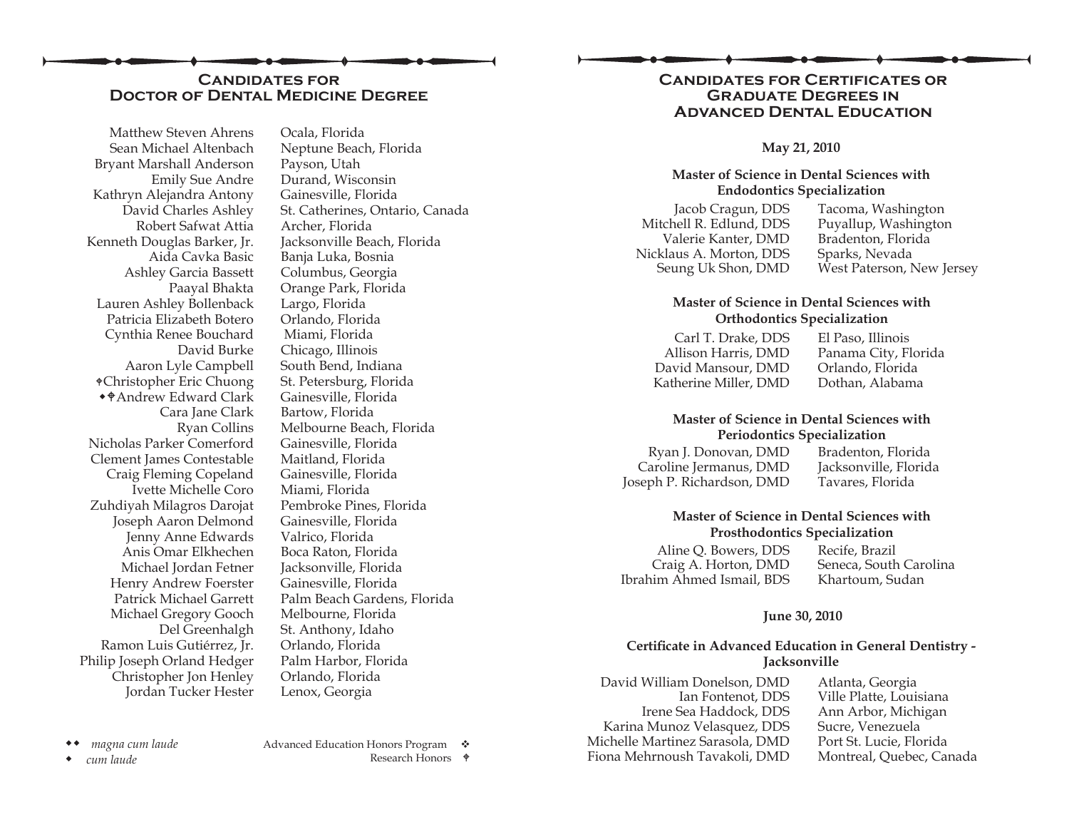## Candidates for Doctor of Dental Medicine Degree

| Name | Hometown |
|---|---|
| Matthew Steven Ahrens | Ocala, Florida |
| Sean Michael Altenbach | Neptune Beach, Florida |
| Bryant Marshall Anderson | Payson, Utah |
| Emily Sue Andre | Durand, Wisconsin |
| Kathryn Alejandra Antony | Gainesville, Florida |
| David Charles Ashley | St. Catherines, Ontario, Canada |
| Robert Safwat Attia | Archer, Florida |
| Kenneth Douglas Barker, Jr. | Jacksonville Beach, Florida |
| Aida Cavka Basic | Banja Luka, Bosnia |
| Ashley Garcia Bassett | Columbus, Georgia |
| Paayal Bhakta | Orange Park, Florida |
| Lauren Ashley Bollenback | Largo, Florida |
| Patricia Elizabeth Botero | Orlando, Florida |
| Cynthia Renee Bouchard | Miami, Florida |
| David Burke | Chicago, Illinois |
| Aaron Lyle Campbell | South Bend, Indiana |
| ☨Christopher Eric Chuong | St. Petersburg, Florida |
| ◆☨Andrew Edward Clark | Gainesville, Florida |
| Cara Jane Clark | Bartow, Florida |
| Ryan Collins | Melbourne Beach, Florida |
| Nicholas Parker Comerford | Gainesville, Florida |
| Clement James Contestable | Maitland, Florida |
| Craig Fleming Copeland | Gainesville, Florida |
| Ivette Michelle Coro | Miami, Florida |
| Zuhdiyah Milagros Darojat | Pembroke Pines, Florida |
| Joseph Aaron Delmond | Gainesville, Florida |
| Jenny Anne Edwards | Valrico, Florida |
| Anis Omar Elkhechen | Boca Raton, Florida |
| Michael Jordan Fetner | Jacksonville, Florida |
| Henry Andrew Foerster | Gainesville, Florida |
| Patrick Michael Garrett | Palm Beach Gardens, Florida |
| Michael Gregory Gooch | Melbourne, Florida |
| Del Greenhalgh | St. Anthony, Idaho |
| Ramon Luis Gutiérrez, Jr. | Orlando, Florida |
| Philip Joseph Orland Hedger | Palm Harbor, Florida |
| Christopher Jon Henley | Orlando, Florida |
| Jordan Tucker Hester | Lenox, Georgia |

◆◆ *magna cum laude*
◆ *cum laude*

Advanced Education Honors Program ❖
Research Honors ☨

## Candidates for Certificates or Graduate Degrees in Advanced Dental Education

**May 21, 2010**

**Master of Science in Dental Sciences with Endodontics Specialization**

| Name | Hometown |
|---|---|
| Jacob Cragun, DDS | Tacoma, Washington |
| Mitchell R. Edlund, DDS | Puyallup, Washington |
| Valerie Kanter, DMD | Bradenton, Florida |
| Nicklaus A. Morton, DDS | Sparks, Nevada |
| Seung Uk Shon, DMD | West Paterson, New Jersey |

**Master of Science in Dental Sciences with Orthodontics Specialization**

| Name | Hometown |
|---|---|
| Carl T. Drake, DDS | El Paso, Illinois |
| Allison Harris, DMD | Panama City, Florida |
| David Mansour, DMD | Orlando, Florida |
| Katherine Miller, DMD | Dothan, Alabama |

**Master of Science in Dental Sciences with Periodontics Specialization**

| Name | Hometown |
|---|---|
| Ryan J. Donovan, DMD | Bradenton, Florida |
| Caroline Jermanus, DMD | Jacksonville, Florida |
| Joseph P. Richardson, DMD | Tavares, Florida |

**Master of Science in Dental Sciences with Prosthodontics Specialization**

| Name | Hometown |
|---|---|
| Aline Q. Bowers, DDS | Recife, Brazil |
| Craig A. Horton, DMD | Seneca, South Carolina |
| Ibrahim Ahmed Ismail, BDS | Khartoum, Sudan |

**June 30, 2010**

**Certificate in Advanced Education in General Dentistry - Jacksonville**

| Name | Hometown |
|---|---|
| David William Donelson, DMD | Atlanta, Georgia |
| Ian Fontenot, DDS | Ville Platte, Louisiana |
| Irene Sea Haddock, DDS | Ann Arbor, Michigan |
| Karina Munoz Velasquez, DDS | Sucre, Venezuela |
| Michelle Martinez Sarasola, DMD | Port St. Lucie, Florida |
| Fiona Mehrnoush Tavakoli, DMD | Montreal, Quebec, Canada |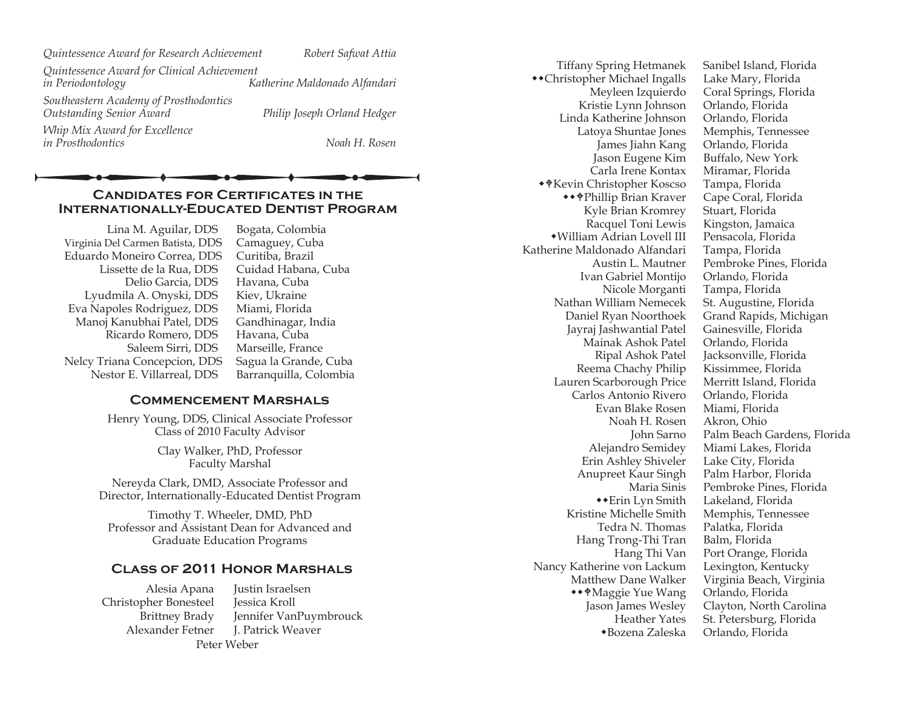| | |
|---|---|
| *Quintessence Award for Research Achievement* | *Robert Safwat Attia* |
| *Quintessence Award for Clinical Achievement in Periodontology* | *Katherine Maldonado Alfandari* |
| *Southeastern Academy of Prosthodontics Outstanding Senior Award* | *Philip Joseph Orland Hedger* |
| *Whip Mix Award for Excellence in Prosthodontics* | *Noah H. Rosen* |

## Candidates for Certificates in the Internationally-Educated Dentist Program

| | |
|---|---|
| Lina M. Aguilar, DDS | Bogata, Colombia |
| Virginia Del Carmen Batista, DDS | Camaguey, Cuba |
| Eduardo Moneiro Correa, DDS | Curitiba, Brazil |
| Lissette de la Rua, DDS | Cuidad Habana, Cuba |
| Delio Garcia, DDS | Havana, Cuba |
| Lyudmila A. Onyski, DDS | Kiev, Ukraine |
| Eva Napoles Rodriguez, DDS | Miami, Florida |
| Manoj Kanubhai Patel, DDS | Gandhinagar, India |
| Ricardo Romero, DDS | Havana, Cuba |
| Saleem Sirri, DDS | Marseille, France |
| Nelcy Triana Concepcion, DDS | Sagua la Grande, Cuba |
| Nestor E. Villarreal, DDS | Barranquilla, Colombia |

## Commencement Marshals

Henry Young, DDS, Clinical Associate Professor
Class of 2010 Faculty Advisor

Clay Walker, PhD, Professor
Faculty Marshal

Nereyda Clark, DMD, Associate Professor and
Director, Internationally-Educated Dentist Program

Timothy T. Wheeler, DMD, PhD
Professor and Assistant Dean for Advanced and
Graduate Education Programs

## Class of 2011 Honor Marshals

| | |
|---|---|
| Alesia Apana | Justin Israelsen |
| Christopher Bonesteel | Jessica Kroll |
| Brittney Brady | Jennifer VanPuymbrouck |
| Alexander Fetner | J. Patrick Weaver |

Peter Weber

| | |
|---|---|
| Tiffany Spring Hetmanek | Sanibel Island, Florida |
| ◆◆Christopher Michael Ingalls | Lake Mary, Florida |
| Meyleen Izquierdo | Coral Springs, Florida |
| Kristie Lynn Johnson | Orlando, Florida |
| Linda Katherine Johnson | Orlando, Florida |
| Latoya Shuntae Jones | Memphis, Tennessee |
| James Jiahn Kang | Orlando, Florida |
| Jason Eugene Kim | Buffalo, New York |
| Carla Irene Kontax | Miramar, Florida |
| ◆☤Kevin Christopher Koscso | Tampa, Florida |
| ◆◆☤Phillip Brian Kraver | Cape Coral, Florida |
| Kyle Brian Kromrey | Stuart, Florida |
| Racquel Toni Lewis | Kingston, Jamaica |
| ◆William Adrian Lovell III | Pensacola, Florida |
| Katherine Maldonado Alfandari | Tampa, Florida |
| Austin L. Mautner | Pembroke Pines, Florida |
| Ivan Gabriel Montijo | Orlando, Florida |
| Nicole Morganti | Tampa, Florida |
| Nathan William Nemecek | St. Augustine, Florida |
| Daniel Ryan Noorthoek | Grand Rapids, Michigan |
| Jayraj Jashwantial Patel | Gainesville, Florida |
| Mainak Ashok Patel | Orlando, Florida |
| Ripal Ashok Patel | Jacksonville, Florida |
| Reema Chachy Philip | Kissimmee, Florida |
| Lauren Scarborough Price | Merritt Island, Florida |
| Carlos Antonio Rivero | Orlando, Florida |
| Evan Blake Rosen | Miami, Florida |
| Noah H. Rosen | Akron, Ohio |
| John Sarno | Palm Beach Gardens, Florida |
| Alejandro Semidey | Miami Lakes, Florida |
| Erin Ashley Shiveler | Lake City, Florida |
| Anupreet Kaur Singh | Palm Harbor, Florida |
| Maria Sinis | Pembroke Pines, Florida |
| ◆◆Erin Lyn Smith | Lakeland, Florida |
| Kristine Michelle Smith | Memphis, Tennessee |
| Tedra N. Thomas | Palatka, Florida |
| Hang Trong-Thi Tran | Balm, Florida |
| Hang Thi Van | Port Orange, Florida |
| Nancy Katherine von Lackum | Lexington, Kentucky |
| Matthew Dane Walker | Virginia Beach, Virginia |
| ◆◆☤Maggie Yue Wang | Orlando, Florida |
| Jason James Wesley | Clayton, North Carolina |
| Heather Yates | St. Petersburg, Florida |
| ◆Bozena Zaleska | Orlando, Florida |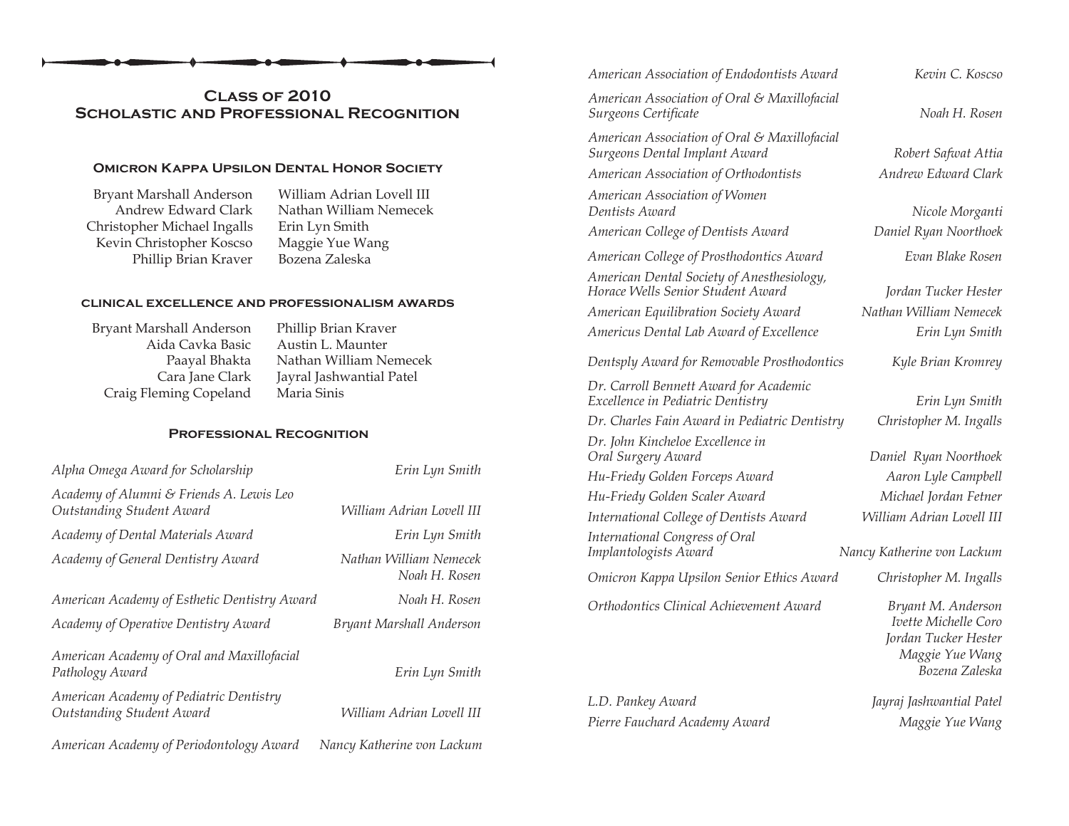# Class of 2010
# Scholastic and Professional Recognition

## Omicron Kappa Upsilon Dental Honor Society

| | |
|---|---|
| Bryant Marshall Anderson | William Adrian Lovell III |
| Andrew Edward Clark | Nathan William Nemecek |
| Christopher Michael Ingalls | Erin Lyn Smith |
| Kevin Christopher Koscso | Maggie Yue Wang |
| Phillip Brian Kraver | Bozena Zaleska |

## Clinical Excellence and Professionalism Awards

| | |
|---|---|
| Bryant Marshall Anderson | Phillip Brian Kraver |
| Aida Cavka Basic | Austin L. Maunter |
| Paayal Bhakta | Nathan William Nemecek |
| Cara Jane Clark | Jayral Jashwantial Patel |
| Craig Fleming Copeland | Maria Sinis |

## Professional Recognition

| | |
|---|---|
| *Alpha Omega Award for Scholarship* | *Erin Lyn Smith* |
| *Academy of Alumni & Friends A. Lewis Leo Outstanding Student Award* | *William Adrian Lovell III* |
| *Academy of Dental Materials Award* | *Erin Lyn Smith* |
| *Academy of General Dentistry Award* | *Nathan William Nemecek*<br>*Noah H. Rosen* |
| *American Academy of Esthetic Dentistry Award* | *Noah H. Rosen* |
| *Academy of Operative Dentistry Award* | *Bryant Marshall Anderson* |
| *American Academy of Oral and Maxillofacial Pathology Award* | *Erin Lyn Smith* |
| *American Academy of Pediatric Dentistry Outstanding Student Award* | *William Adrian Lovell III* |
| *American Academy of Periodontology Award* | *Nancy Katherine von Lackum* |
| *American Association of Endodontists Award* | *Kevin C. Koscso* |
| *American Association of Oral & Maxillofacial Surgeons Certificate* | *Noah H. Rosen* |
| *American Association of Oral & Maxillofacial Surgeons Dental Implant Award* | *Robert Safwat Attia* |
| *American Association of Orthodontists* | *Andrew Edward Clark* |
| *American Association of Women Dentists Award* | *Nicole Morganti* |
| *American College of Dentists Award* | *Daniel Ryan Noorthoek* |
| *American College of Prosthodontics Award* | *Evan Blake Rosen* |
| *American Dental Society of Anesthesiology, Horace Wells Senior Student Award* | *Jordan Tucker Hester* |
| *American Equilibration Society Award* | *Nathan William Nemecek* |
| *Americus Dental Lab Award of Excellence* | *Erin Lyn Smith* |
| *Dentsply Award for Removable Prosthodontics* | *Kyle Brian Kromrey* |
| *Dr. Carroll Bennett Award for Academic Excellence in Pediatric Dentistry* | *Erin Lyn Smith* |
| *Dr. Charles Fain Award in Pediatric Dentistry* | *Christopher M. Ingalls* |
| *Dr. John Kincheloe Excellence in Oral Surgery Award* | *Daniel Ryan Noorthoek* |
| *Hu-Friedy Golden Forceps Award* | *Aaron Lyle Campbell* |
| *Hu-Friedy Golden Scaler Award* | *Michael Jordan Fetner* |
| *International College of Dentists Award* | *William Adrian Lovell III* |
| *International Congress of Oral Implantologists Award* | *Nancy Katherine von Lackum* |
| *Omicron Kappa Upsilon Senior Ethics Award* | *Christopher M. Ingalls* |
| *Orthodontics Clinical Achievement Award* | *Bryant M. Anderson*<br>*Ivette Michelle Coro*<br>*Jordan Tucker Hester*<br>*Maggie Yue Wang*<br>*Bozena Zaleska* |
| *L.D. Pankey Award* | *Jayraj Jashwantial Patel* |
| *Pierre Fauchard Academy Award* | *Maggie Yue Wang* |